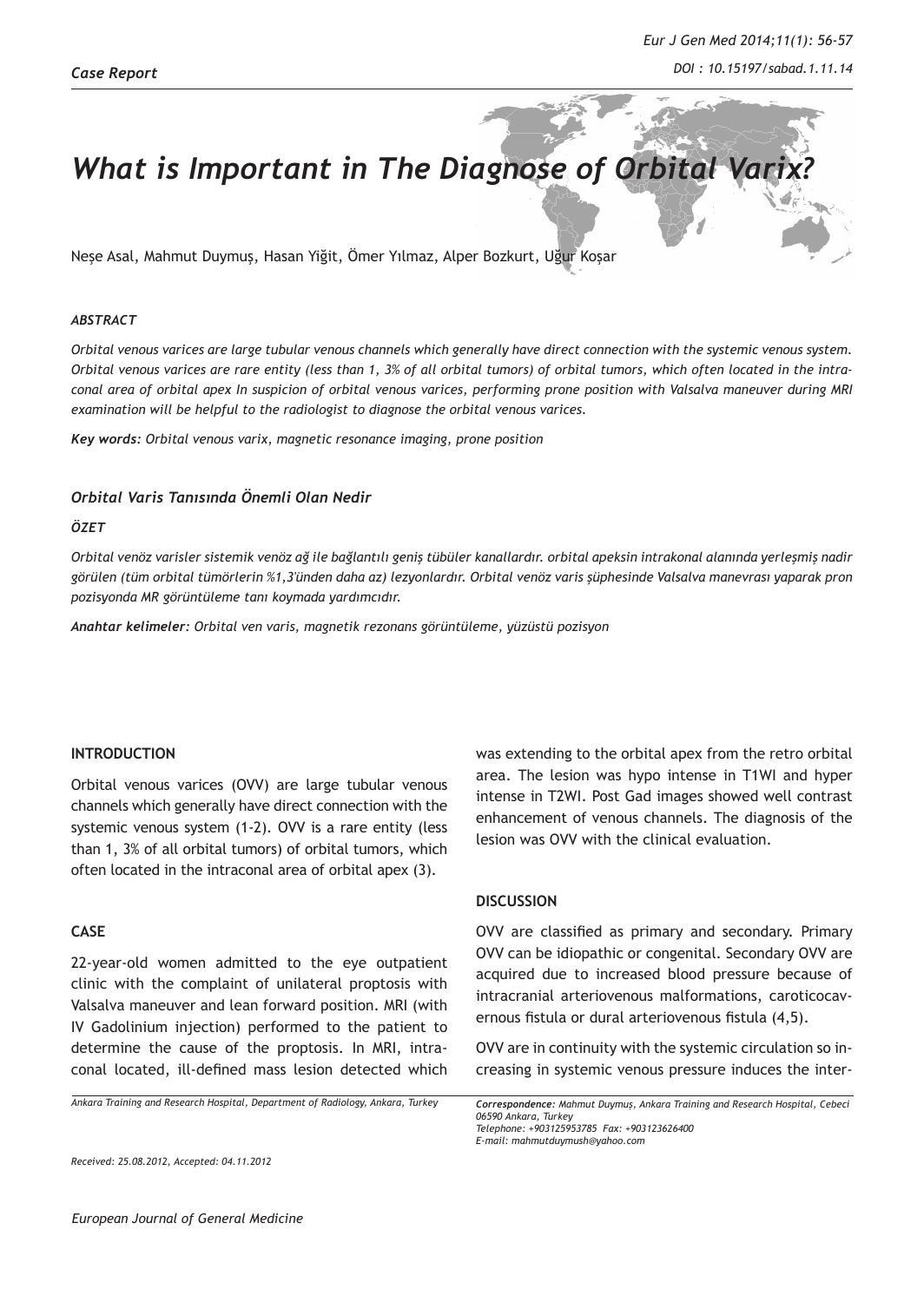*Case Report*

# What is Important in The Diagnose of Orbital Varix?

Neşe Asal, Mahmut Duymuş, Hasan Yiğit, Ömer Yılmaz, Alper Bozkurt, Uğur Koşar

### *ABSTRACT*

*Orbital venous varices are large tubular venous channels which generally have direct connection with the systemic venous system. Orbital venous varices are rare entity (less than 1, 3% of all orbital tumors) of orbital tumors, which often located in the intraconal area of orbital apex In suspicion of orbital venous varices, performing prone position with Valsalva maneuver during MRI examination will be helpful to the radiologist to diagnose the orbital venous varices.*

***Key words:*** *Orbital venous varix, magnetic resonance imaging, prone position*

### *Orbital Varis Tanısında Önemli Olan Nedir*

### *ÖZET*

*Orbital venöz varisler sistemik venöz ağ ile bağlantılı geniş tübüler kanallardır. orbital apeksin intrakonal alanında yerleşmiş nadir görülen (tüm orbital tümörlerin %1,3'ünden daha az) lezyonlardır. Orbital venöz varis şüphesinde Valsalva manevrası yaparak pron pozisyonda MR görüntüleme tanı koymada yardımcıdır.*

***Anahtar kelimeler:*** *Orbital ven varis, magnetik rezonans görüntüleme, yüzüstü pozisyon*

## INTRODUCTION

Orbital venous varices (OVV) are large tubular venous channels which generally have direct connection with the systemic venous system (1-2). OVV is a rare entity (less than 1, 3% of all orbital tumors) of orbital tumors, which often located in the intraconal area of orbital apex (3).

## CASE

22-year-old women admitted to the eye outpatient clinic with the complaint of unilateral proptosis with Valsalva maneuver and lean forward position. MRI (with IV Gadolinium injection) performed to the patient to determine the cause of the proptosis. In MRI, intraconal located, ill-defined mass lesion detected which was extending to the orbital apex from the retro orbital area. The lesion was hypo intense in T1WI and hyper intense in T2WI. Post Gad images showed well contrast enhancement of venous channels. The diagnosis of the lesion was OVV with the clinical evaluation.

## DISCUSSION

OVV are classified as primary and secondary. Primary OVV can be idiopathic or congenital. Secondary OVV are acquired due to increased blood pressure because of intracranial arteriovenous malformations, caroticocavernous fistula or dural arteriovenous fistula (4,5).

OVV are in continuity with the systemic circulation so increasing in systemic venous pressure induces the inter-

*Ankara Training and Research Hospital, Department of Radiology, Ankara, Turkey*

***Correspondence:*** *Mahmut Duymuş, Ankara Training and Research Hospital, Cebeci 06590 Ankara, Turkey*
*Telephone: +903125953785 Fax: +903123626400*
*E-mail: mahmutduymush@yahoo.com*

*Received: 25.08.2012, Accepted: 04.11.2012*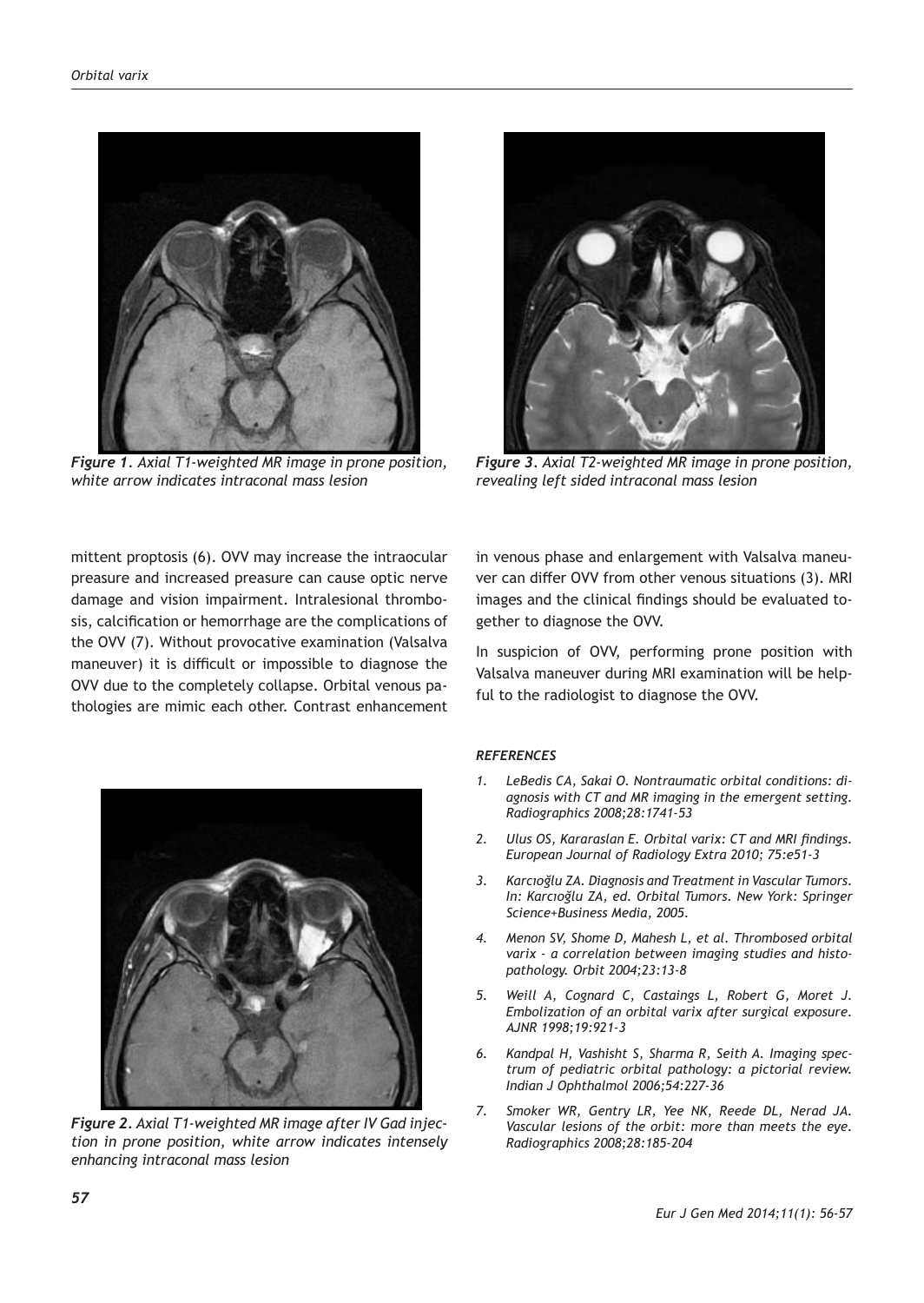*Figure 1. Axial T1-weighted MR image in prone position, white arrow indicates intraconal mass lesion*

*Figure 3. Axial T2-weighted MR image in prone position, revealing left sided intraconal mass lesion*

mittent proptosis (6). OVV may increase the intraocular preasure and increased preasure can cause optic nerve damage and vision impairment. Intralesional thrombosis, calcification or hemorrhage are the complications of the OVV (7). Without provocative examination (Valsalva maneuver) it is difficult or impossible to diagnose the OVV due to the completely collapse. Orbital venous pathologies are mimic each other. Contrast enhancement in venous phase and enlargement with Valsalva maneuver can differ OVV from other venous situations (3). MRI images and the clinical findings should be evaluated together to diagnose the OVV.

In suspicion of OVV, performing prone position with Valsalva maneuver during MRI examination will be helpful to the radiologist to diagnose the OVV.

*Figure 2. Axial T1-weighted MR image after IV Gad injection in prone position, white arrow indicates intensely enhancing intraconal mass lesion*

### *REFERENCES*

1. *LeBedis CA, Sakai O. Nontraumatic orbital conditions: diagnosis with CT and MR imaging in the emergent setting. Radiographics 2008;28:1741-53*
2. *Ulus OS, Kararaslan E. Orbital varix: CT and MRI findings. European Journal of Radiology Extra 2010; 75:e51-3*
3. *Karcıoğlu ZA. Diagnosis and Treatment in Vascular Tumors. In: Karcıoğlu ZA, ed. Orbital Tumors. New York: Springer Science+Business Media, 2005.*
4. *Menon SV, Shome D, Mahesh L, et al. Thrombosed orbital varix - a correlation between imaging studies and histopathology. Orbit 2004;23:13-8*
5. *Weill A, Cognard C, Castaings L, Robert G, Moret J. Embolization of an orbital varix after surgical exposure. AJNR 1998;19:921-3*
6. *Kandpal H, Vashisht S, Sharma R, Seith A. Imaging spectrum of pediatric orbital pathology: a pictorial review. Indian J Ophthalmol 2006;54:227-36*
7. *Smoker WR, Gentry LR, Yee NK, Reede DL, Nerad JA. Vascular lesions of the orbit: more than meets the eye. Radiographics 2008;28:185-204*